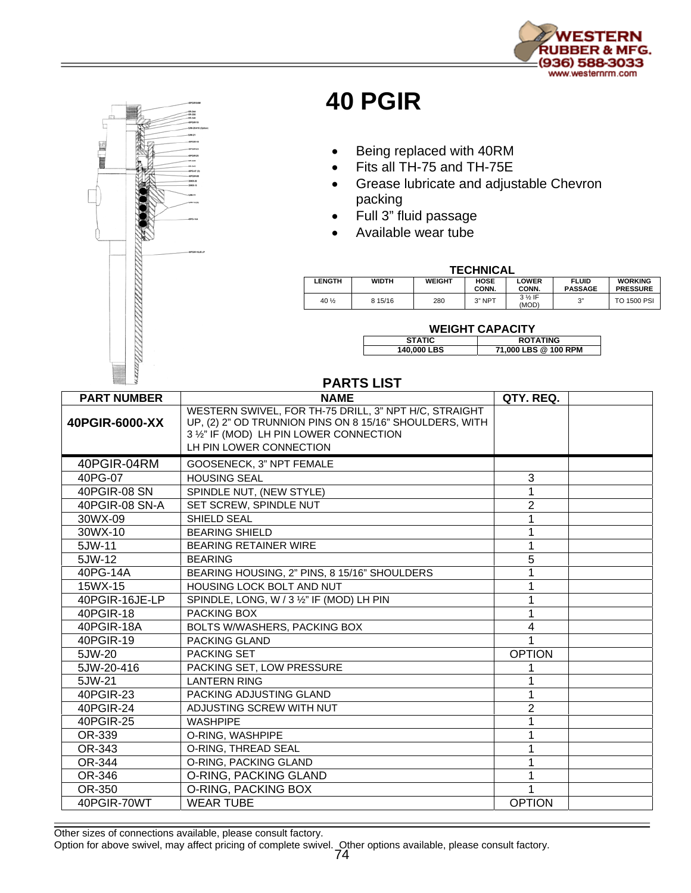# 40 PGIR

- Being replaced with 40RM
- Fits all TH-75 and TH-75E
- Grease lubricate and adjustable Chevron packing
- Full 3" fluid passage
- Available wear tube

### TECHNICAL

| LENGTH | WIDTH | WEIGHT | HOSE CONN. | LOWER CONN. | FLUID PASSAGE | WORKING PRESSURE |
|---|---|---|---|---|---|---|
| 40 ½ | 8 15/16 | 280 | 3" NPT | 3 ½ IF (MOD) | 3" | TO 1500 PSI |

### WEIGHT CAPACITY

| STATIC | ROTATING |
|---|---|
| 140,000 LBS | 71,000 LBS @ 100 RPM |

### PARTS LIST

| PART NUMBER | NAME | QTY. REQ. | |
|---|---|---|---|
| **40PGIR-6000-XX** | WESTERN SWIVEL, FOR TH-75 DRILL, 3" NPT H/C, STRAIGHT UP, (2) 2" OD TRUNNION PINS ON 8 15/16" SHOULDERS, WITH 3 ½" IF (MOD) LH PIN LOWER CONNECTION LH PIN LOWER CONNECTION | | |
| 40PGIR-04RM | GOOSENECK, 3" NPT FEMALE | | |
| 40PG-07 | HOUSING SEAL | 3 | |
| 40PGIR-08 SN | SPINDLE NUT, (NEW STYLE) | 1 | |
| 40PGIR-08 SN-A | SET SCREW, SPINDLE NUT | 2 | |
| 30WX-09 | SHIELD SEAL | 1 | |
| 30WX-10 | BEARING SHIELD | 1 | |
| 5JW-11 | BEARING RETAINER WIRE | 1 | |
| 5JW-12 | BEARING | 5 | |
| 40PG-14A | BEARING HOUSING, 2" PINS, 8 15/16" SHOULDERS | 1 | |
| 15WX-15 | HOUSING LOCK BOLT AND NUT | 1 | |
| 40PGIR-16JE-LP | SPINDLE, LONG, W / 3 ½" IF (MOD) LH PIN | 1 | |
| 40PGIR-18 | PACKING BOX | 1 | |
| 40PGIR-18A | BOLTS W/WASHERS, PACKING BOX | 4 | |
| 40PGIR-19 | PACKING GLAND | 1 | |
| 5JW-20 | PACKING SET | OPTION | |
| 5JW-20-416 | PACKING SET, LOW PRESSURE | 1 | |
| 5JW-21 | LANTERN RING | 1 | |
| 40PGIR-23 | PACKING ADJUSTING GLAND | 1 | |
| 40PGIR-24 | ADJUSTING SCREW WITH NUT | 2 | |
| 40PGIR-25 | WASHPIPE | 1 | |
| OR-339 | O-RING, WASHPIPE | 1 | |
| OR-343 | O-RING, THREAD SEAL | 1 | |
| OR-344 | O-RING, PACKING GLAND | 1 | |
| OR-346 | O-RING, PACKING GLAND | 1 | |
| OR-350 | O-RING, PACKING BOX | 1 | |
| 40PGIR-70WT | WEAR TUBE | OPTION | |

Other sizes of connections available, please consult factory.
Option for above swivel, may affect pricing of complete swivel. Other options available, please consult factory.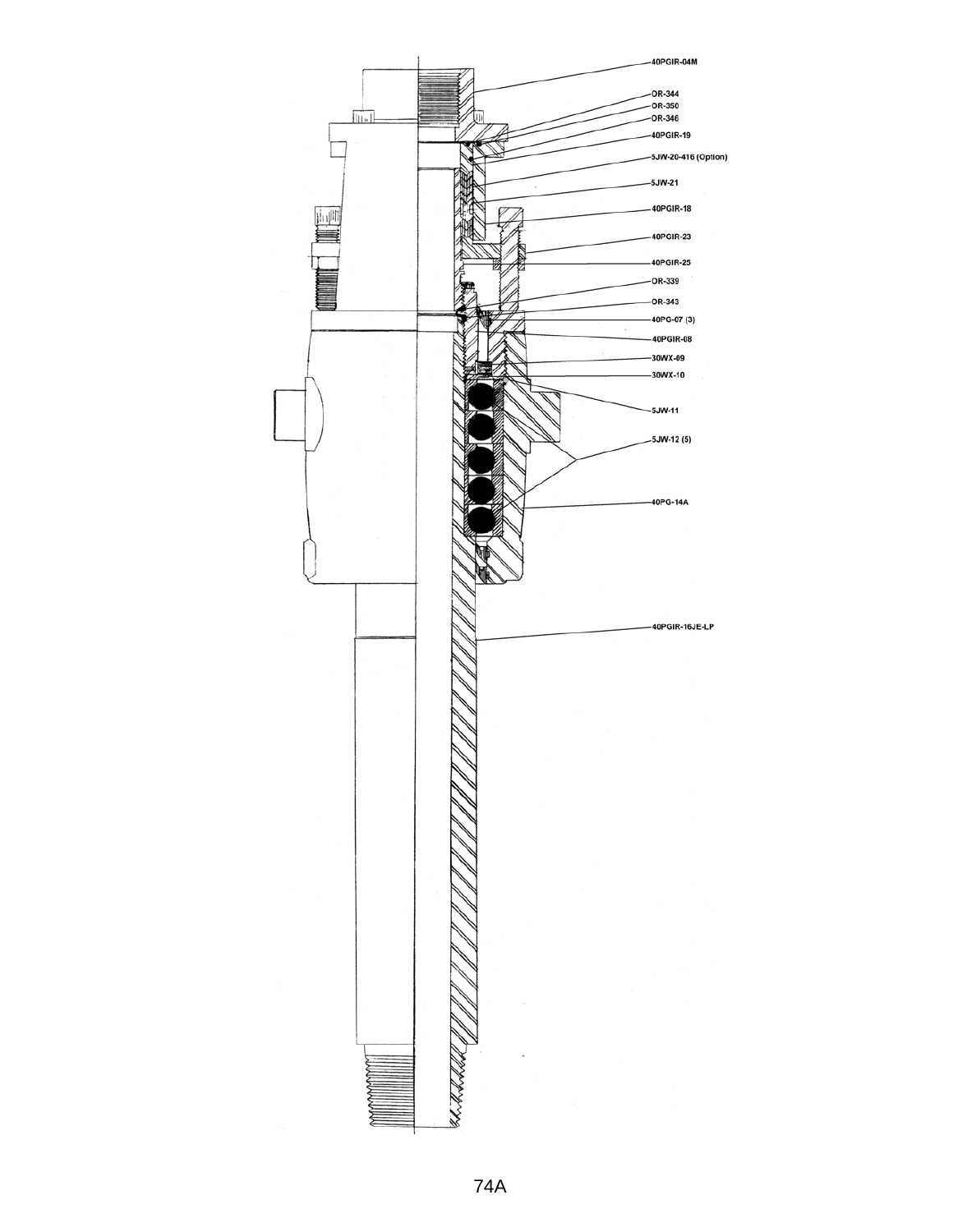40PGIR-04M

OR-344

OR-350

OR-346

40PGIR-19

5JW-20-416 (Option)

5JW-21

40PGIR-18

40PGIR-23

40PGIR-25

OR-339

OR-343

40PG-07 (3)

40PGIR-08

30WX-09

30WX-10

5JW-11

5JW-12 (5)

40PG-14A

40PGIR-16JE-LP

74A